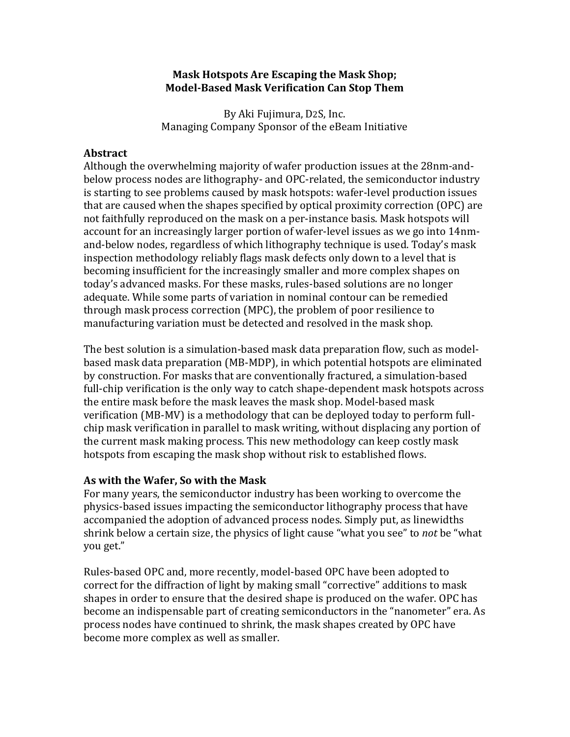# Mask Hotspots Are Escaping the Mask Shop; Model-Based Mask Verification Can Stop Them

By Aki Fujimura, D2S, Inc.
Managing Company Sponsor of the eBeam Initiative

## Abstract

Although the overwhelming majority of wafer production issues at the 28nm-and-below process nodes are lithography- and OPC-related, the semiconductor industry is starting to see problems caused by mask hotspots: wafer-level production issues that are caused when the shapes specified by optical proximity correction (OPC) are not faithfully reproduced on the mask on a per-instance basis. Mask hotspots will account for an increasingly larger portion of wafer-level issues as we go into 14nm-and-below nodes, regardless of which lithography technique is used. Today's mask inspection methodology reliably flags mask defects only down to a level that is becoming insufficient for the increasingly smaller and more complex shapes on today's advanced masks. For these masks, rules-based solutions are no longer adequate. While some parts of variation in nominal contour can be remedied through mask process correction (MPC), the problem of poor resilience to manufacturing variation must be detected and resolved in the mask shop.

The best solution is a simulation-based mask data preparation flow, such as model-based mask data preparation (MB-MDP), in which potential hotspots are eliminated by construction. For masks that are conventionally fractured, a simulation-based full-chip verification is the only way to catch shape-dependent mask hotspots across the entire mask before the mask leaves the mask shop. Model-based mask verification (MB-MV) is a methodology that can be deployed today to perform full-chip mask verification in parallel to mask writing, without displacing any portion of the current mask making process. This new methodology can keep costly mask hotspots from escaping the mask shop without risk to established flows.

## As with the Wafer, So with the Mask

For many years, the semiconductor industry has been working to overcome the physics-based issues impacting the semiconductor lithography process that have accompanied the adoption of advanced process nodes. Simply put, as linewidths shrink below a certain size, the physics of light cause "what you see" to *not* be "what you get."

Rules-based OPC and, more recently, model-based OPC have been adopted to correct for the diffraction of light by making small "corrective" additions to mask shapes in order to ensure that the desired shape is produced on the wafer. OPC has become an indispensable part of creating semiconductors in the "nanometer" era. As process nodes have continued to shrink, the mask shapes created by OPC have become more complex as well as smaller.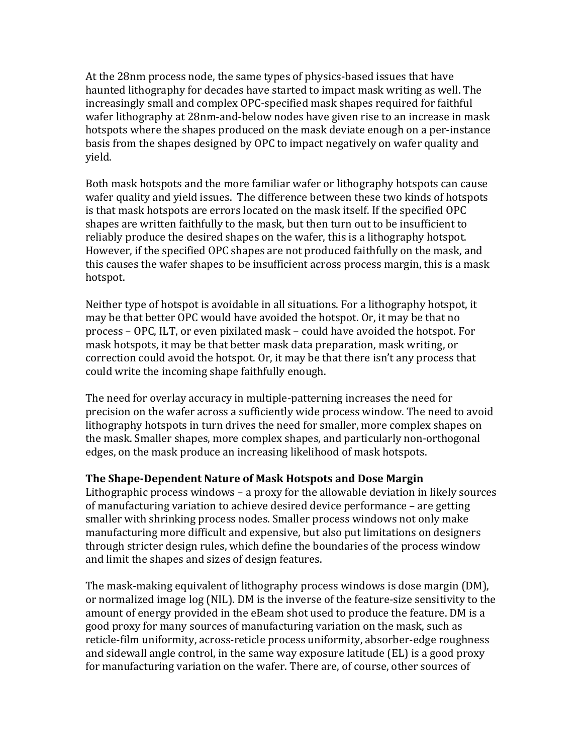At the 28nm process node, the same types of physics-based issues that have haunted lithography for decades have started to impact mask writing as well. The increasingly small and complex OPC-specified mask shapes required for faithful wafer lithography at 28nm-and-below nodes have given rise to an increase in mask hotspots where the shapes produced on the mask deviate enough on a per-instance basis from the shapes designed by OPC to impact negatively on wafer quality and yield.

Both mask hotspots and the more familiar wafer or lithography hotspots can cause wafer quality and yield issues. The difference between these two kinds of hotspots is that mask hotspots are errors located on the mask itself. If the specified OPC shapes are written faithfully to the mask, but then turn out to be insufficient to reliably produce the desired shapes on the wafer, this is a lithography hotspot. However, if the specified OPC shapes are not produced faithfully on the mask, and this causes the wafer shapes to be insufficient across process margin, this is a mask hotspot.

Neither type of hotspot is avoidable in all situations. For a lithography hotspot, it may be that better OPC would have avoided the hotspot. Or, it may be that no process – OPC, ILT, or even pixilated mask – could have avoided the hotspot. For mask hotspots, it may be that better mask data preparation, mask writing, or correction could avoid the hotspot. Or, it may be that there isn't any process that could write the incoming shape faithfully enough.

The need for overlay accuracy in multiple-patterning increases the need for precision on the wafer across a sufficiently wide process window. The need to avoid lithography hotspots in turn drives the need for smaller, more complex shapes on the mask. Smaller shapes, more complex shapes, and particularly non-orthogonal edges, on the mask produce an increasing likelihood of mask hotspots.

**The Shape-Dependent Nature of Mask Hotspots and Dose Margin**
Lithographic process windows – a proxy for the allowable deviation in likely sources of manufacturing variation to achieve desired device performance – are getting smaller with shrinking process nodes. Smaller process windows not only make manufacturing more difficult and expensive, but also put limitations on designers through stricter design rules, which define the boundaries of the process window and limit the shapes and sizes of design features.

The mask-making equivalent of lithography process windows is dose margin (DM), or normalized image log (NIL). DM is the inverse of the feature-size sensitivity to the amount of energy provided in the eBeam shot used to produce the feature. DM is a good proxy for many sources of manufacturing variation on the mask, such as reticle-film uniformity, across-reticle process uniformity, absorber-edge roughness and sidewall angle control, in the same way exposure latitude (EL) is a good proxy for manufacturing variation on the wafer. There are, of course, other sources of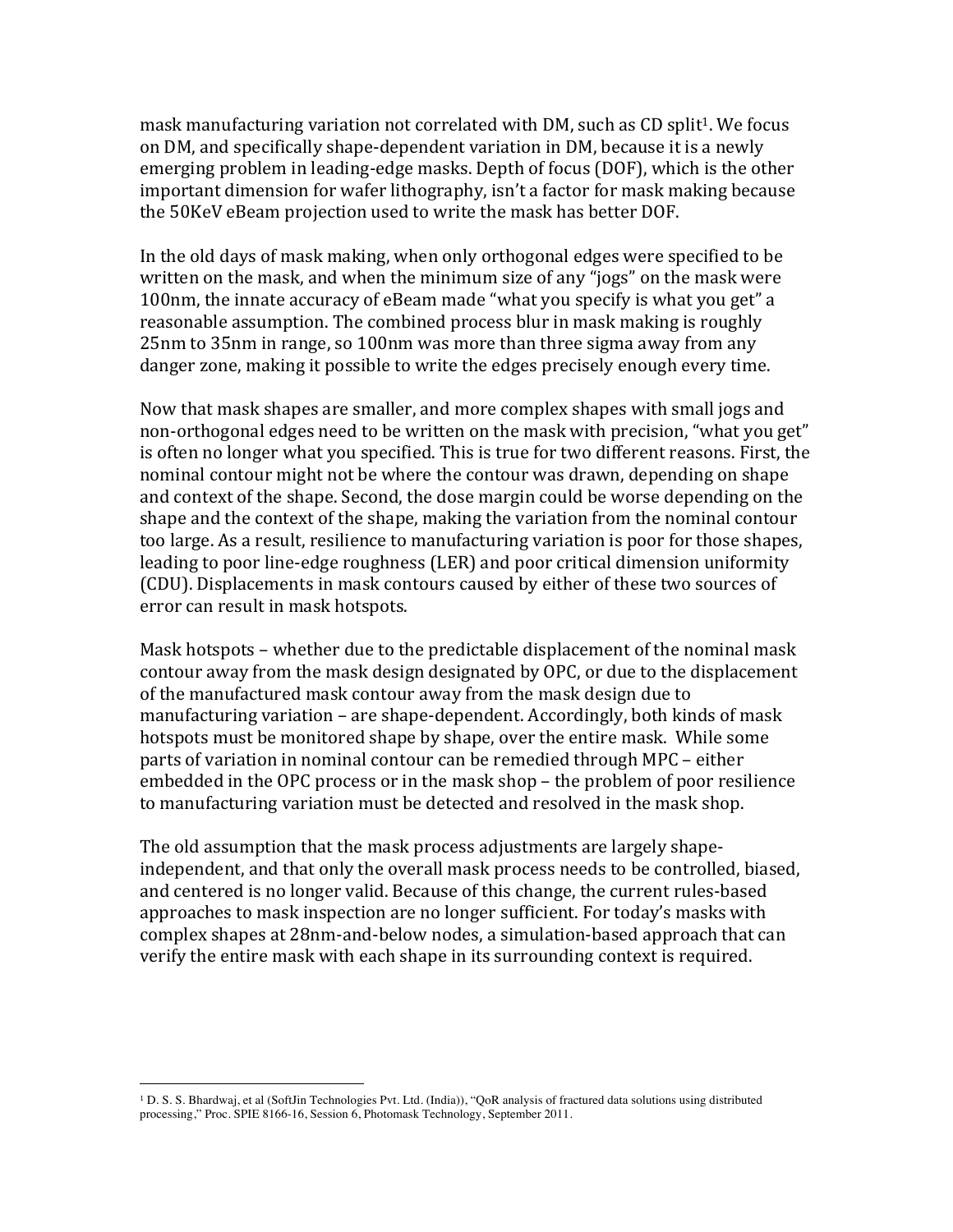mask manufacturing variation not correlated with DM, such as CD split[1]. We focus on DM, and specifically shape-dependent variation in DM, because it is a newly emerging problem in leading-edge masks. Depth of focus (DOF), which is the other important dimension for wafer lithography, isn't a factor for mask making because the 50KeV eBeam projection used to write the mask has better DOF.

In the old days of mask making, when only orthogonal edges were specified to be written on the mask, and when the minimum size of any "jogs" on the mask were 100nm, the innate accuracy of eBeam made "what you specify is what you get" a reasonable assumption. The combined process blur in mask making is roughly 25nm to 35nm in range, so 100nm was more than three sigma away from any danger zone, making it possible to write the edges precisely enough every time.

Now that mask shapes are smaller, and more complex shapes with small jogs and non-orthogonal edges need to be written on the mask with precision, "what you get" is often no longer what you specified. This is true for two different reasons. First, the nominal contour might not be where the contour was drawn, depending on shape and context of the shape. Second, the dose margin could be worse depending on the shape and the context of the shape, making the variation from the nominal contour too large. As a result, resilience to manufacturing variation is poor for those shapes, leading to poor line-edge roughness (LER) and poor critical dimension uniformity (CDU). Displacements in mask contours caused by either of these two sources of error can result in mask hotspots.

Mask hotspots – whether due to the predictable displacement of the nominal mask contour away from the mask design designated by OPC, or due to the displacement of the manufactured mask contour away from the mask design due to manufacturing variation – are shape-dependent. Accordingly, both kinds of mask hotspots must be monitored shape by shape, over the entire mask. While some parts of variation in nominal contour can be remedied through MPC – either embedded in the OPC process or in the mask shop – the problem of poor resilience to manufacturing variation must be detected and resolved in the mask shop.

The old assumption that the mask process adjustments are largely shape-independent, and that only the overall mask process needs to be controlled, biased, and centered is no longer valid. Because of this change, the current rules-based approaches to mask inspection are no longer sufficient. For today's masks with complex shapes at 28nm-and-below nodes, a simulation-based approach that can verify the entire mask with each shape in its surrounding context is required.

---

[1] D. S. S. Bhardwaj, et al (SoftJin Technologies Pvt. Ltd. (India)), "QoR analysis of fractured data solutions using distributed processing," Proc. SPIE 8166-16, Session 6, Photomask Technology, September 2011.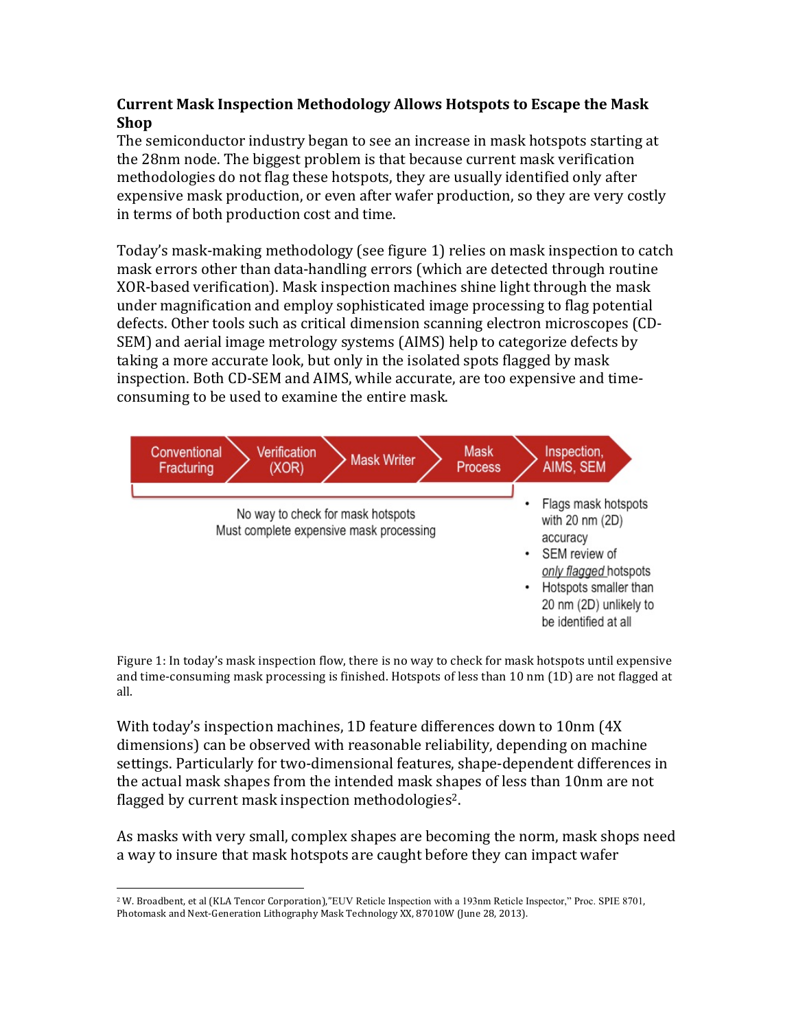**Current Mask Inspection Methodology Allows Hotspots to Escape the Mask Shop**

The semiconductor industry began to see an increase in mask hotspots starting at the 28nm node. The biggest problem is that because current mask verification methodologies do not flag these hotspots, they are usually identified only after expensive mask production, or even after wafer production, so they are very costly in terms of both production cost and time.

Today's mask-making methodology (see figure 1) relies on mask inspection to catch mask errors other than data-handling errors (which are detected through routine XOR-based verification). Mask inspection machines shine light through the mask under magnification and employ sophisticated image processing to flag potential defects. Other tools such as critical dimension scanning electron microscopes (CD-SEM) and aerial image metrology systems (AIMS) help to categorize defects by taking a more accurate look, but only in the isolated spots flagged by mask inspection. Both CD-SEM and AIMS, while accurate, are too expensive and time-consuming to be used to examine the entire mask.

Conventional Fracturing → Verification (XOR) → Mask Writer → Mask Process → Inspection, AIMS, SEM

No way to check for mask hotspots
Must complete expensive mask processing

- Flags mask hotspots with 20 nm (2D) accuracy
- SEM review of *only flagged* hotspots
- Hotspots smaller than 20 nm (2D) unlikely to be identified at all

Figure 1: In today's mask inspection flow, there is no way to check for mask hotspots until expensive and time-consuming mask processing is finished. Hotspots of less than 10 nm (1D) are not flagged at all.

With today's inspection machines, 1D feature differences down to 10nm (4X dimensions) can be observed with reasonable reliability, depending on machine settings. Particularly for two-dimensional features, shape-dependent differences in the actual mask shapes from the intended mask shapes of less than 10nm are not flagged by current mask inspection methodologies[2].

As masks with very small, complex shapes are becoming the norm, mask shops need a way to insure that mask hotspots are caught before they can impact wafer

[2] W. Broadbent, et al (KLA Tencor Corporation),"EUV Reticle Inspection with a 193nm Reticle Inspector," Proc. SPIE 8701, Photomask and Next-Generation Lithography Mask Technology XX, 87010W (June 28, 2013).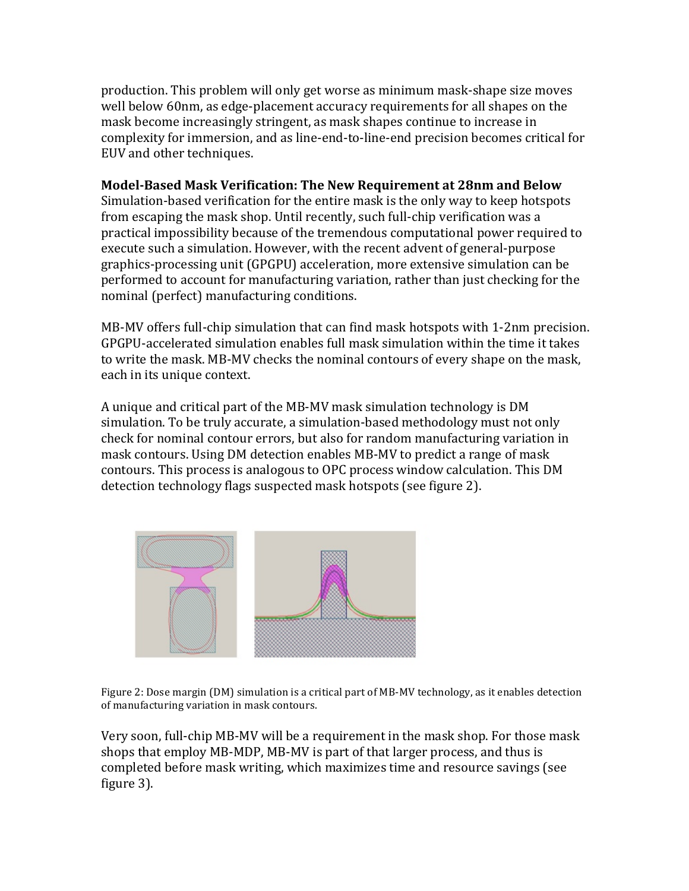production. This problem will only get worse as minimum mask-shape size moves well below 60nm, as edge-placement accuracy requirements for all shapes on the mask become increasingly stringent, as mask shapes continue to increase in complexity for immersion, and as line-end-to-line-end precision becomes critical for EUV and other techniques.

**Model-Based Mask Verification: The New Requirement at 28nm and Below**

Simulation-based verification for the entire mask is the only way to keep hotspots from escaping the mask shop. Until recently, such full-chip verification was a practical impossibility because of the tremendous computational power required to execute such a simulation. However, with the recent advent of general-purpose graphics-processing unit (GPGPU) acceleration, more extensive simulation can be performed to account for manufacturing variation, rather than just checking for the nominal (perfect) manufacturing conditions.

MB-MV offers full-chip simulation that can find mask hotspots with 1-2nm precision. GPGPU-accelerated simulation enables full mask simulation within the time it takes to write the mask. MB-MV checks the nominal contours of every shape on the mask, each in its unique context.

A unique and critical part of the MB-MV mask simulation technology is DM simulation. To be truly accurate, a simulation-based methodology must not only check for nominal contour errors, but also for random manufacturing variation in mask contours. Using DM detection enables MB-MV to predict a range of mask contours. This process is analogous to OPC process window calculation. This DM detection technology flags suspected mask hotspots (see figure 2).

Figure 2: Dose margin (DM) simulation is a critical part of MB-MV technology, as it enables detection of manufacturing variation in mask contours.

Very soon, full-chip MB-MV will be a requirement in the mask shop. For those mask shops that employ MB-MDP, MB-MV is part of that larger process, and thus is completed before mask writing, which maximizes time and resource savings (see figure 3).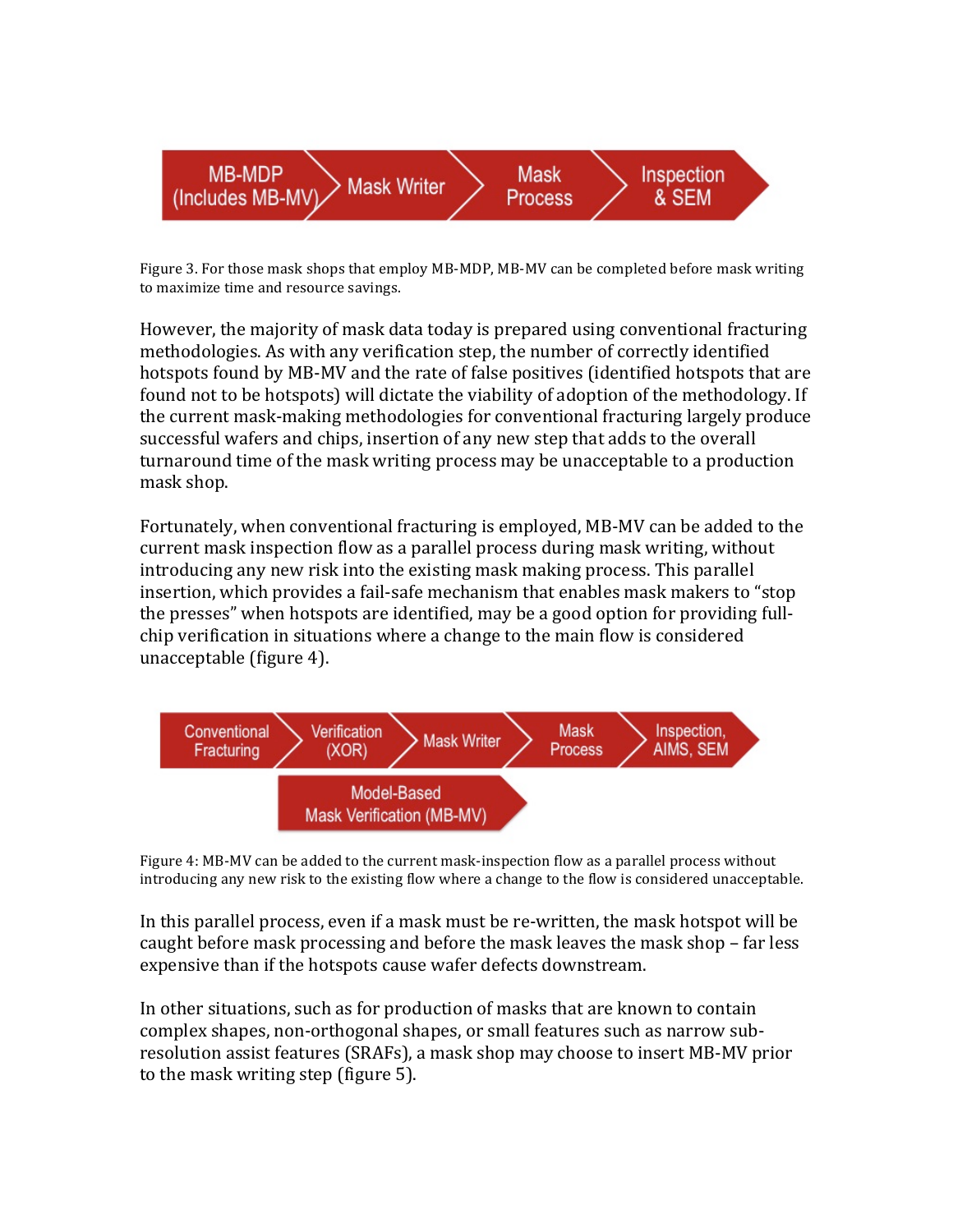MB-MDP (Includes MB-MV) → Mask Writer → Mask Process → Inspection & SEM

Figure 3. For those mask shops that employ MB-MDP, MB-MV can be completed before mask writing to maximize time and resource savings.

However, the majority of mask data today is prepared using conventional fracturing methodologies. As with any verification step, the number of correctly identified hotspots found by MB-MV and the rate of false positives (identified hotspots that are found not to be hotspots) will dictate the viability of adoption of the methodology. If the current mask-making methodologies for conventional fracturing largely produce successful wafers and chips, insertion of any new step that adds to the overall turnaround time of the mask writing process may be unacceptable to a production mask shop.

Fortunately, when conventional fracturing is employed, MB-MV can be added to the current mask inspection flow as a parallel process during mask writing, without introducing any new risk into the existing mask making process. This parallel insertion, which provides a fail-safe mechanism that enables mask makers to "stop the presses" when hotspots are identified, may be a good option for providing full-chip verification in situations where a change to the main flow is considered unacceptable (figure 4).

Conventional Fracturing → Verification (XOR) → Mask Writer → Mask Process → Inspection, AIMS, SEM

Model-Based Mask Verification (MB-MV)

Figure 4: MB-MV can be added to the current mask-inspection flow as a parallel process without introducing any new risk to the existing flow where a change to the flow is considered unacceptable.

In this parallel process, even if a mask must be re-written, the mask hotspot will be caught before mask processing and before the mask leaves the mask shop – far less expensive than if the hotspots cause wafer defects downstream.

In other situations, such as for production of masks that are known to contain complex shapes, non-orthogonal shapes, or small features such as narrow sub-resolution assist features (SRAFs), a mask shop may choose to insert MB-MV prior to the mask writing step (figure 5).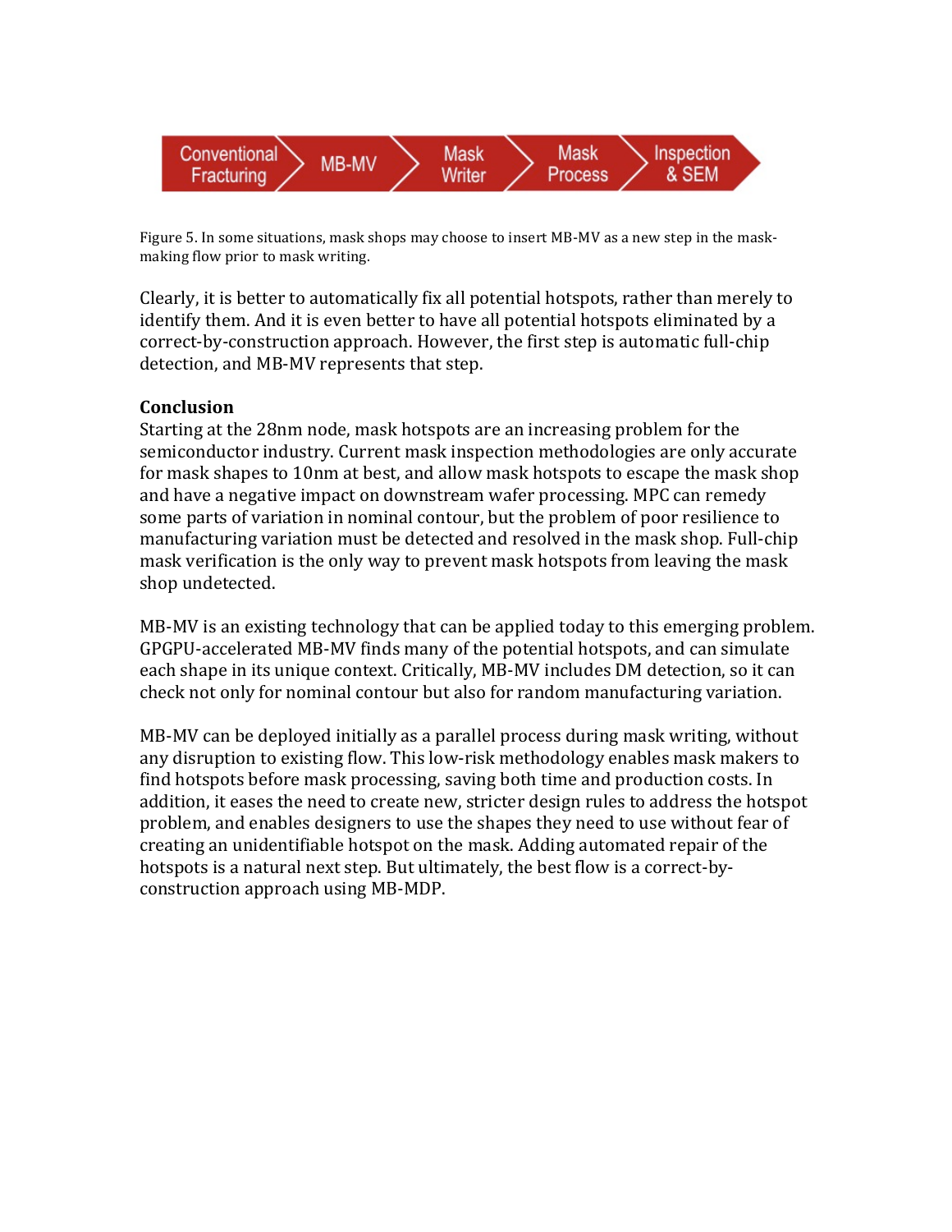Conventional Fracturing
MB-MV
Mask Writer
Mask Process
Inspection & SEM

Figure 5. In some situations, mask shops may choose to insert MB-MV as a new step in the mask-making flow prior to mask writing.

Clearly, it is better to automatically fix all potential hotspots, rather than merely to identify them. And it is even better to have all potential hotspots eliminated by a correct-by-construction approach. However, the first step is automatic full-chip detection, and MB-MV represents that step.

**Conclusion**

Starting at the 28nm node, mask hotspots are an increasing problem for the semiconductor industry. Current mask inspection methodologies are only accurate for mask shapes to 10nm at best, and allow mask hotspots to escape the mask shop and have a negative impact on downstream wafer processing. MPC can remedy some parts of variation in nominal contour, but the problem of poor resilience to manufacturing variation must be detected and resolved in the mask shop. Full-chip mask verification is the only way to prevent mask hotspots from leaving the mask shop undetected.

MB-MV is an existing technology that can be applied today to this emerging problem. GPGPU-accelerated MB-MV finds many of the potential hotspots, and can simulate each shape in its unique context. Critically, MB-MV includes DM detection, so it can check not only for nominal contour but also for random manufacturing variation.

MB-MV can be deployed initially as a parallel process during mask writing, without any disruption to existing flow. This low-risk methodology enables mask makers to find hotspots before mask processing, saving both time and production costs. In addition, it eases the need to create new, stricter design rules to address the hotspot problem, and enables designers to use the shapes they need to use without fear of creating an unidentifiable hotspot on the mask. Adding automated repair of the hotspots is a natural next step. But ultimately, the best flow is a correct-by-construction approach using MB-MDP.